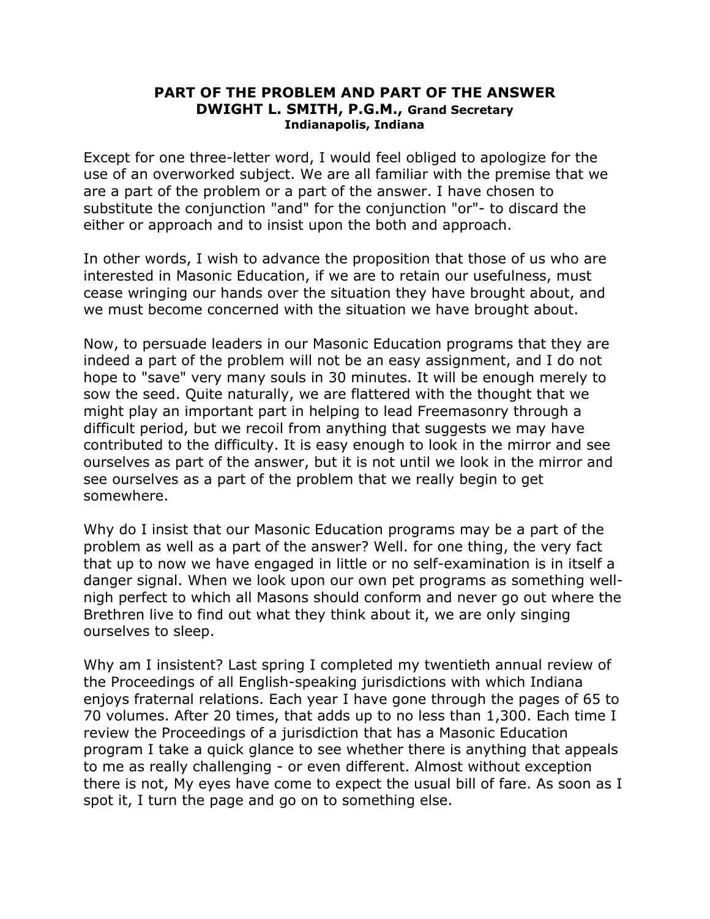# PART OF THE PROBLEM AND PART OF THE ANSWER

**DWIGHT L. SMITH, P.G.M., Grand Secretary**
**Indianapolis, Indiana**

Except for one three-letter word, I would feel obliged to apologize for the use of an overworked subject. We are all familiar with the premise that we are a part of the problem or a part of the answer. I have chosen to substitute the conjunction "and" for the conjunction "or"- to discard the either or approach and to insist upon the both and approach.

In other words, I wish to advance the proposition that those of us who are interested in Masonic Education, if we are to retain our usefulness, must cease wringing our hands over the situation they have brought about, and we must become concerned with the situation we have brought about.

Now, to persuade leaders in our Masonic Education programs that they are indeed a part of the problem will not be an easy assignment, and I do not hope to "save" very many souls in 30 minutes. It will be enough merely to sow the seed. Quite naturally, we are flattered with the thought that we might play an important part in helping to lead Freemasonry through a difficult period, but we recoil from anything that suggests we may have contributed to the difficulty. It is easy enough to look in the mirror and see ourselves as part of the answer, but it is not until we look in the mirror and see ourselves as a part of the problem that we really begin to get somewhere.

Why do I insist that our Masonic Education programs may be a part of the problem as well as a part of the answer? Well. for one thing, the very fact that up to now we have engaged in little or no self-examination is in itself a danger signal. When we look upon our own pet programs as something well-nigh perfect to which all Masons should conform and never go out where the Brethren live to find out what they think about it, we are only singing ourselves to sleep.

Why am I insistent? Last spring I completed my twentieth annual review of the Proceedings of all English-speaking jurisdictions with which Indiana enjoys fraternal relations. Each year I have gone through the pages of 65 to 70 volumes. After 20 times, that adds up to no less than 1,300. Each time I review the Proceedings of a jurisdiction that has a Masonic Education program I take a quick glance to see whether there is anything that appeals to me as really challenging - or even different. Almost without exception there is not, My eyes have come to expect the usual bill of fare. As soon as I spot it, I turn the page and go on to something else.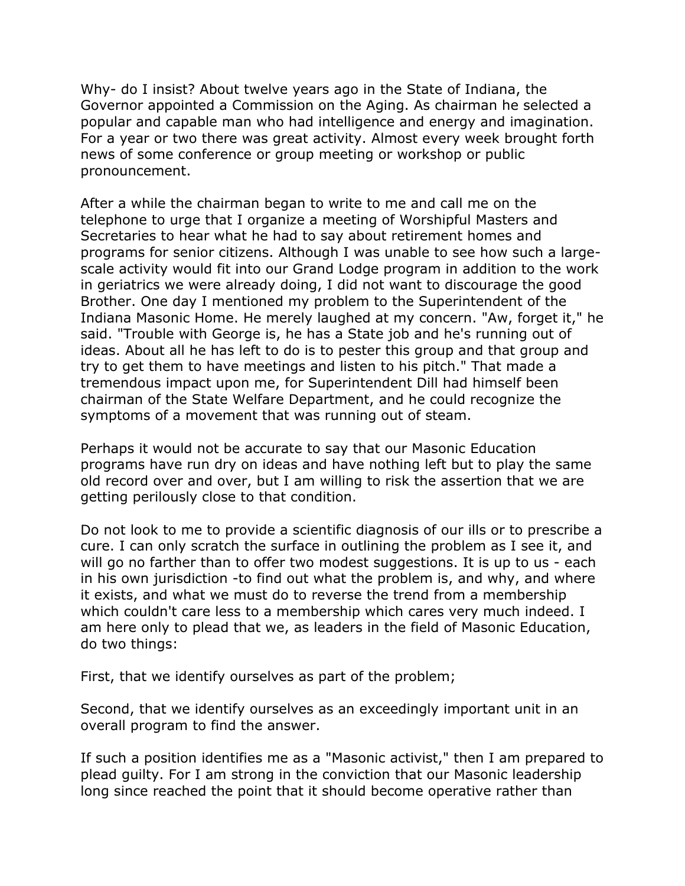Why- do I insist? About twelve years ago in the State of Indiana, the Governor appointed a Commission on the Aging. As chairman he selected a popular and capable man who had intelligence and energy and imagination. For a year or two there was great activity. Almost every week brought forth news of some conference or group meeting or workshop or public pronouncement.

After a while the chairman began to write to me and call me on the telephone to urge that I organize a meeting of Worshipful Masters and Secretaries to hear what he had to say about retirement homes and programs for senior citizens. Although I was unable to see how such a large-scale activity would fit into our Grand Lodge program in addition to the work in geriatrics we were already doing, I did not want to discourage the good Brother. One day I mentioned my problem to the Superintendent of the Indiana Masonic Home. He merely laughed at my concern. "Aw, forget it," he said. "Trouble with George is, he has a State job and he's running out of ideas. About all he has left to do is to pester this group and that group and try to get them to have meetings and listen to his pitch." That made a tremendous impact upon me, for Superintendent Dill had himself been chairman of the State Welfare Department, and he could recognize the symptoms of a movement that was running out of steam.

Perhaps it would not be accurate to say that our Masonic Education programs have run dry on ideas and have nothing left but to play the same old record over and over, but I am willing to risk the assertion that we are getting perilously close to that condition.

Do not look to me to provide a scientific diagnosis of our ills or to prescribe a cure. I can only scratch the surface in outlining the problem as I see it, and will go no farther than to offer two modest suggestions. It is up to us - each in his own jurisdiction -to find out what the problem is, and why, and where it exists, and what we must do to reverse the trend from a membership which couldn't care less to a membership which cares very much indeed. I am here only to plead that we, as leaders in the field of Masonic Education, do two things:

First, that we identify ourselves as part of the problem;

Second, that we identify ourselves as an exceedingly important unit in an overall program to find the answer.

If such a position identifies me as a "Masonic activist," then I am prepared to plead guilty. For I am strong in the conviction that our Masonic leadership long since reached the point that it should become operative rather than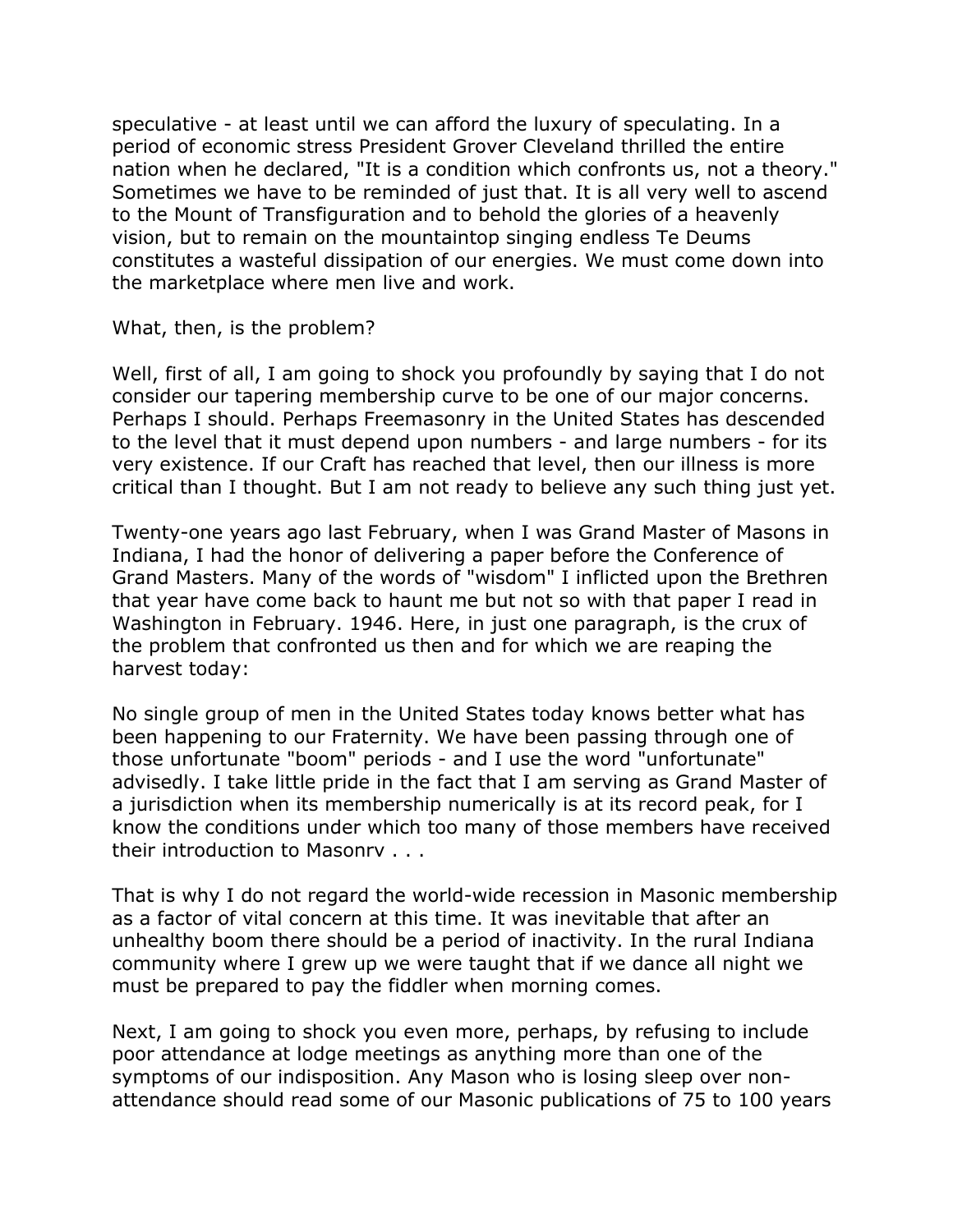speculative - at least until we can afford the luxury of speculating. In a period of economic stress President Grover Cleveland thrilled the entire nation when he declared, "It is a condition which confronts us, not a theory." Sometimes we have to be reminded of just that. It is all very well to ascend to the Mount of Transfiguration and to behold the glories of a heavenly vision, but to remain on the mountaintop singing endless Te Deums constitutes a wasteful dissipation of our energies. We must come down into the marketplace where men live and work.

What, then, is the problem?

Well, first of all, I am going to shock you profoundly by saying that I do not consider our tapering membership curve to be one of our major concerns. Perhaps I should. Perhaps Freemasonry in the United States has descended to the level that it must depend upon numbers - and large numbers - for its very existence. If our Craft has reached that level, then our illness is more critical than I thought. But I am not ready to believe any such thing just yet.

Twenty-one years ago last February, when I was Grand Master of Masons in Indiana, I had the honor of delivering a paper before the Conference of Grand Masters. Many of the words of "wisdom" I inflicted upon the Brethren that year have come back to haunt me but not so with that paper I read in Washington in February. 1946. Here, in just one paragraph, is the crux of the problem that confronted us then and for which we are reaping the harvest today:

No single group of men in the United States today knows better what has been happening to our Fraternity. We have been passing through one of those unfortunate "boom" periods - and I use the word "unfortunate" advisedly. I take little pride in the fact that I am serving as Grand Master of a jurisdiction when its membership numerically is at its record peak, for I know the conditions under which too many of those members have received their introduction to Masonrv . . .

That is why I do not regard the world-wide recession in Masonic membership as a factor of vital concern at this time. It was inevitable that after an unhealthy boom there should be a period of inactivity. In the rural Indiana community where I grew up we were taught that if we dance all night we must be prepared to pay the fiddler when morning comes.

Next, I am going to shock you even more, perhaps, by refusing to include poor attendance at lodge meetings as anything more than one of the symptoms of our indisposition. Any Mason who is losing sleep over non-attendance should read some of our Masonic publications of 75 to 100 years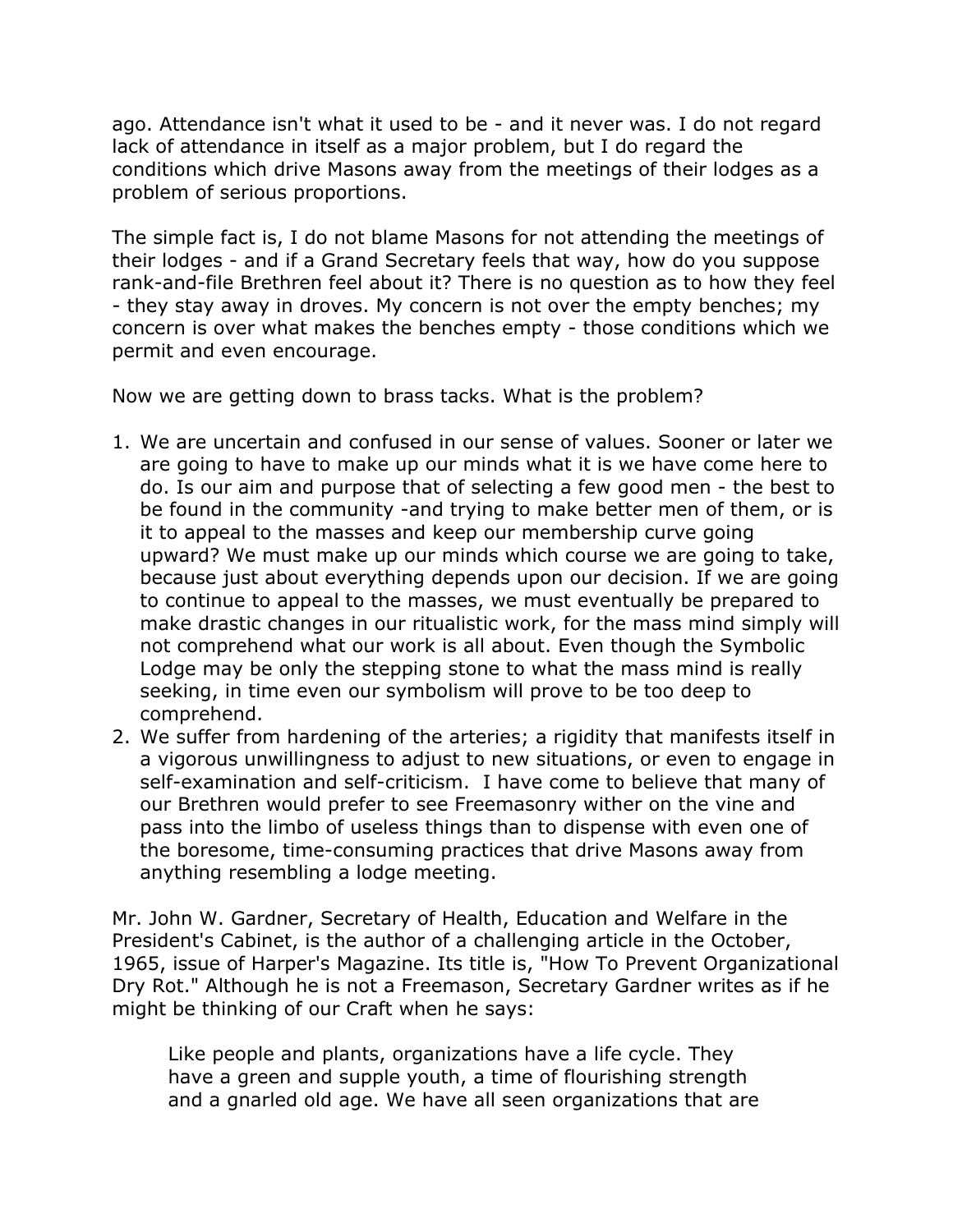ago. Attendance isn't what it used to be - and it never was. I do not regard lack of attendance in itself as a major problem, but I do regard the conditions which drive Masons away from the meetings of their lodges as a problem of serious proportions.

The simple fact is, I do not blame Masons for not attending the meetings of their lodges - and if a Grand Secretary feels that way, how do you suppose rank-and-file Brethren feel about it? There is no question as to how they feel - they stay away in droves. My concern is not over the empty benches; my concern is over what makes the benches empty - those conditions which we permit and even encourage.

Now we are getting down to brass tacks. What is the problem?

1. We are uncertain and confused in our sense of values. Sooner or later we are going to have to make up our minds what it is we have come here to do. Is our aim and purpose that of selecting a few good men - the best to be found in the community -and trying to make better men of them, or is it to appeal to the masses and keep our membership curve going upward? We must make up our minds which course we are going to take, because just about everything depends upon our decision. If we are going to continue to appeal to the masses, we must eventually be prepared to make drastic changes in our ritualistic work, for the mass mind simply will not comprehend what our work is all about. Even though the Symbolic Lodge may be only the stepping stone to what the mass mind is really seeking, in time even our symbolism will prove to be too deep to comprehend.
2. We suffer from hardening of the arteries; a rigidity that manifests itself in a vigorous unwillingness to adjust to new situations, or even to engage in self-examination and self-criticism. I have come to believe that many of our Brethren would prefer to see Freemasonry wither on the vine and pass into the limbo of useless things than to dispense with even one of the boresome, time-consuming practices that drive Masons away from anything resembling a lodge meeting.

Mr. John W. Gardner, Secretary of Health, Education and Welfare in the President's Cabinet, is the author of a challenging article in the October, 1965, issue of Harper's Magazine. Its title is, "How To Prevent Organizational Dry Rot." Although he is not a Freemason, Secretary Gardner writes as if he might be thinking of our Craft when he says:

> Like people and plants, organizations have a life cycle. They have a green and supple youth, a time of flourishing strength and a gnarled old age. We have all seen organizations that are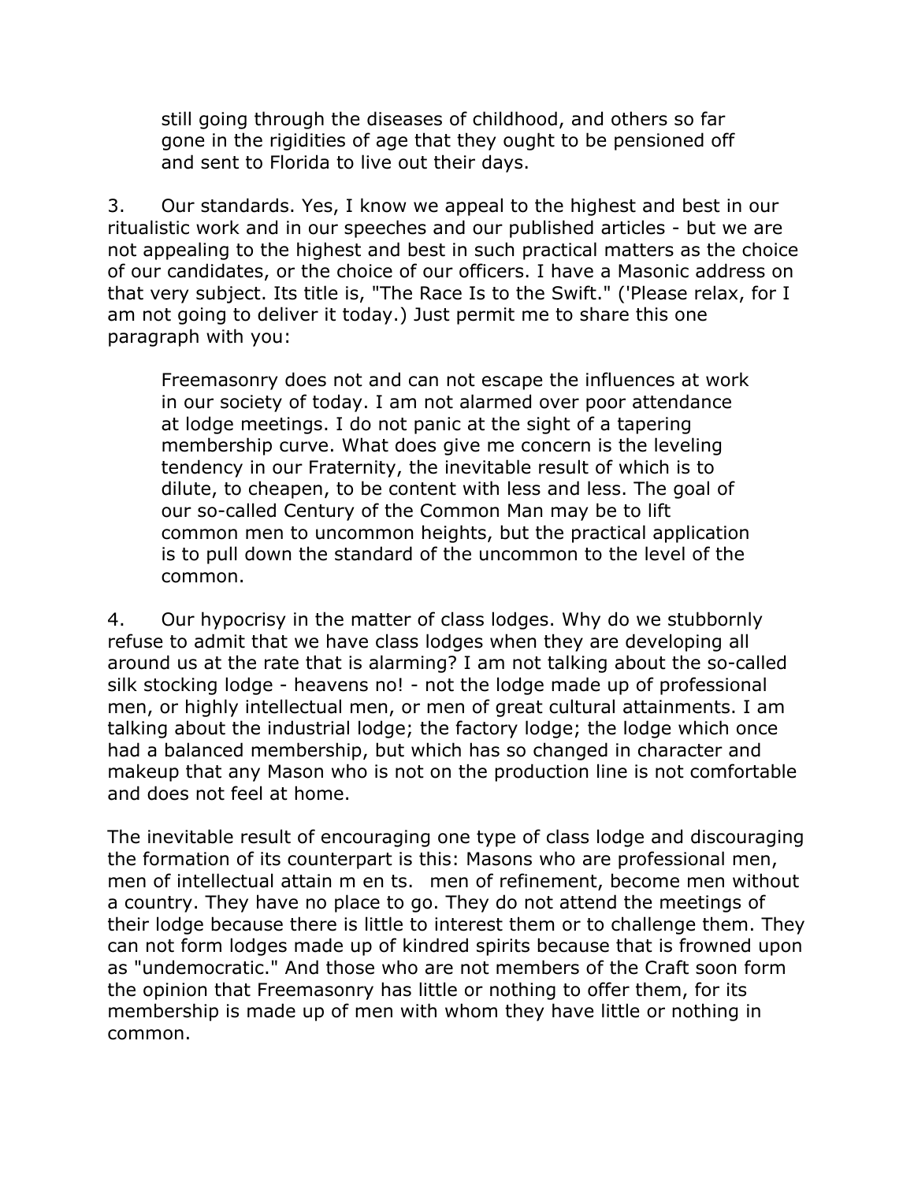> still going through the diseases of childhood, and others so far gone in the rigidities of age that they ought to be pensioned off and sent to Florida to live out their days.

3. Our standards. Yes, I know we appeal to the highest and best in our ritualistic work and in our speeches and our published articles - but we are not appealing to the highest and best in such practical matters as the choice of our candidates, or the choice of our officers. I have a Masonic address on that very subject. Its title is, "The Race Is to the Swift." ('Please relax, for I am not going to deliver it today.) Just permit me to share this one paragraph with you:

> Freemasonry does not and can not escape the influences at work in our society of today. I am not alarmed over poor attendance at lodge meetings. I do not panic at the sight of a tapering membership curve. What does give me concern is the leveling tendency in our Fraternity, the inevitable result of which is to dilute, to cheapen, to be content with less and less. The goal of our so-called Century of the Common Man may be to lift common men to uncommon heights, but the practical application is to pull down the standard of the uncommon to the level of the common.

4. Our hypocrisy in the matter of class lodges. Why do we stubbornly refuse to admit that we have class lodges when they are developing all around us at the rate that is alarming? I am not talking about the so-called silk stocking lodge - heavens no! - not the lodge made up of professional men, or highly intellectual men, or men of great cultural attainments. I am talking about the industrial lodge; the factory lodge; the lodge which once had a balanced membership, but which has so changed in character and makeup that any Mason who is not on the production line is not comfortable and does not feel at home.

The inevitable result of encouraging one type of class lodge and discouraging the formation of its counterpart is this: Masons who are professional men, men of intellectual attain m en ts. men of refinement, become men without a country. They have no place to go. They do not attend the meetings of their lodge because there is little to interest them or to challenge them. They can not form lodges made up of kindred spirits because that is frowned upon as "undemocratic." And those who are not members of the Craft soon form the opinion that Freemasonry has little or nothing to offer them, for its membership is made up of men with whom they have little or nothing in common.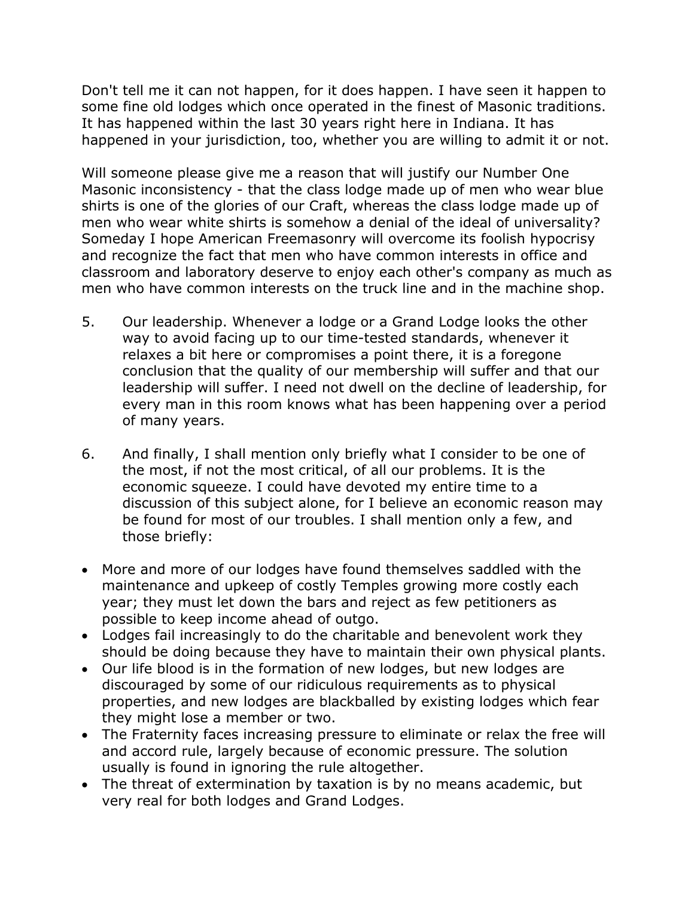Don't tell me it can not happen, for it does happen. I have seen it happen to some fine old lodges which once operated in the finest of Masonic traditions. It has happened within the last 30 years right here in Indiana. It has happened in your jurisdiction, too, whether you are willing to admit it or not.

Will someone please give me a reason that will justify our Number One Masonic inconsistency - that the class lodge made up of men who wear blue shirts is one of the glories of our Craft, whereas the class lodge made up of men who wear white shirts is somehow a denial of the ideal of universality? Someday I hope American Freemasonry will overcome its foolish hypocrisy and recognize the fact that men who have common interests in office and classroom and laboratory deserve to enjoy each other's company as much as men who have common interests on the truck line and in the machine shop.

5. Our leadership. Whenever a lodge or a Grand Lodge looks the other way to avoid facing up to our time-tested standards, whenever it relaxes a bit here or compromises a point there, it is a foregone conclusion that the quality of our membership will suffer and that our leadership will suffer. I need not dwell on the decline of leadership, for every man in this room knows what has been happening over a period of many years.

6. And finally, I shall mention only briefly what I consider to be one of the most, if not the most critical, of all our problems. It is the economic squeeze. I could have devoted my entire time to a discussion of this subject alone, for I believe an economic reason may be found for most of our troubles. I shall mention only a few, and those briefly:

- More and more of our lodges have found themselves saddled with the maintenance and upkeep of costly Temples growing more costly each year; they must let down the bars and reject as few petitioners as possible to keep income ahead of outgo.
- Lodges fail increasingly to do the charitable and benevolent work they should be doing because they have to maintain their own physical plants.
- Our life blood is in the formation of new lodges, but new lodges are discouraged by some of our ridiculous requirements as to physical properties, and new lodges are blackballed by existing lodges which fear they might lose a member or two.
- The Fraternity faces increasing pressure to eliminate or relax the free will and accord rule, largely because of economic pressure. The solution usually is found in ignoring the rule altogether.
- The threat of extermination by taxation is by no means academic, but very real for both lodges and Grand Lodges.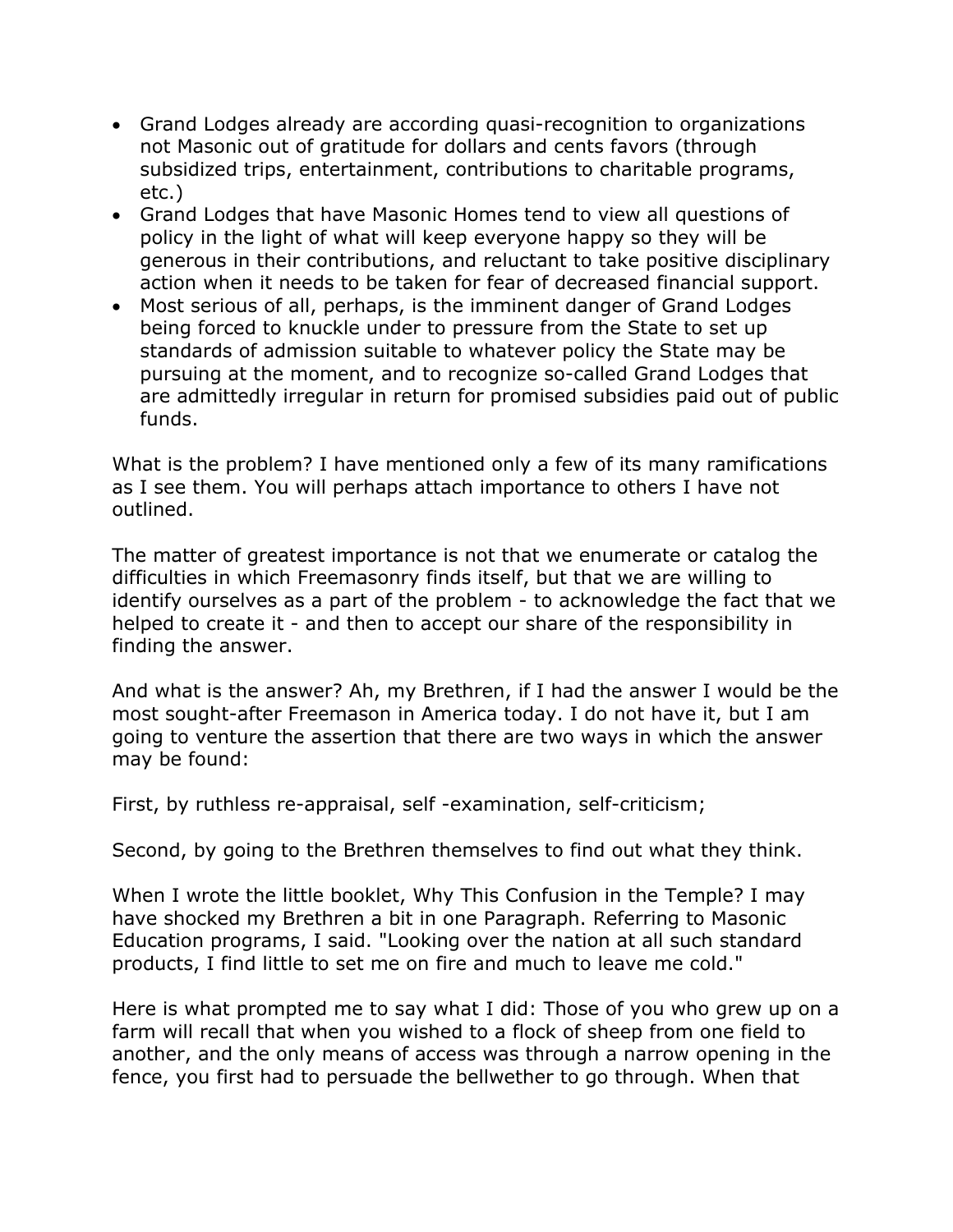- Grand Lodges already are according quasi-recognition to organizations not Masonic out of gratitude for dollars and cents favors (through subsidized trips, entertainment, contributions to charitable programs, etc.)
- Grand Lodges that have Masonic Homes tend to view all questions of policy in the light of what will keep everyone happy so they will be generous in their contributions, and reluctant to take positive disciplinary action when it needs to be taken for fear of decreased financial support.
- Most serious of all, perhaps, is the imminent danger of Grand Lodges being forced to knuckle under to pressure from the State to set up standards of admission suitable to whatever policy the State may be pursuing at the moment, and to recognize so-called Grand Lodges that are admittedly irregular in return for promised subsidies paid out of public funds.

What is the problem? I have mentioned only a few of its many ramifications as I see them. You will perhaps attach importance to others I have not outlined.

The matter of greatest importance is not that we enumerate or catalog the difficulties in which Freemasonry finds itself, but that we are willing to identify ourselves as a part of the problem - to acknowledge the fact that we helped to create it - and then to accept our share of the responsibility in finding the answer.

And what is the answer? Ah, my Brethren, if I had the answer I would be the most sought-after Freemason in America today. I do not have it, but I am going to venture the assertion that there are two ways in which the answer may be found:

First, by ruthless re-appraisal, self -examination, self-criticism;

Second, by going to the Brethren themselves to find out what they think.

When I wrote the little booklet, Why This Confusion in the Temple? I may have shocked my Brethren a bit in one Paragraph. Referring to Masonic Education programs, I said. "Looking over the nation at all such standard products, I find little to set me on fire and much to leave me cold."

Here is what prompted me to say what I did: Those of you who grew up on a farm will recall that when you wished to a flock of sheep from one field to another, and the only means of access was through a narrow opening in the fence, you first had to persuade the bellwether to go through. When that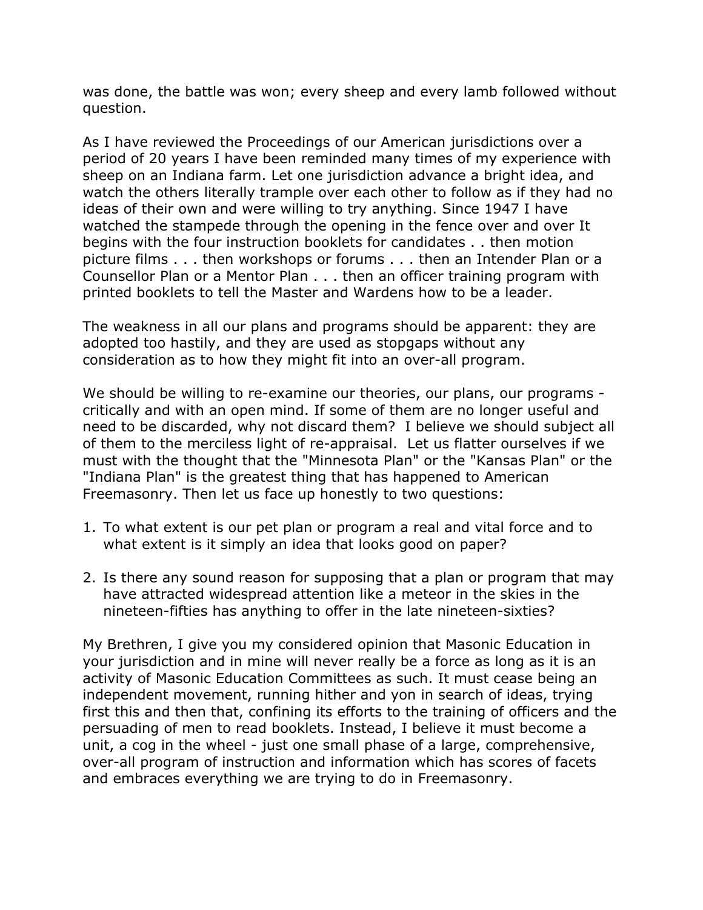was done, the battle was won; every sheep and every lamb followed without question.

As I have reviewed the Proceedings of our American jurisdictions over a period of 20 years I have been reminded many times of my experience with sheep on an Indiana farm. Let one jurisdiction advance a bright idea, and watch the others literally trample over each other to follow as if they had no ideas of their own and were willing to try anything. Since 1947 I have watched the stampede through the opening in the fence over and over It begins with the four instruction booklets for candidates . . then motion picture films . . . then workshops or forums . . . then an Intender Plan or a Counsellor Plan or a Mentor Plan . . . then an officer training program with printed booklets to tell the Master and Wardens how to be a leader.

The weakness in all our plans and programs should be apparent: they are adopted too hastily, and they are used as stopgaps without any consideration as to how they might fit into an over-all program.

We should be willing to re-examine our theories, our plans, our programs - critically and with an open mind. If some of them are no longer useful and need to be discarded, why not discard them? I believe we should subject all of them to the merciless light of re-appraisal. Let us flatter ourselves if we must with the thought that the "Minnesota Plan" or the "Kansas Plan" or the "Indiana Plan" is the greatest thing that has happened to American Freemasonry. Then let us face up honestly to two questions:

1. To what extent is our pet plan or program a real and vital force and to what extent is it simply an idea that looks good on paper?
2. Is there any sound reason for supposing that a plan or program that may have attracted widespread attention like a meteor in the skies in the nineteen-fifties has anything to offer in the late nineteen-sixties?

My Brethren, I give you my considered opinion that Masonic Education in your jurisdiction and in mine will never really be a force as long as it is an activity of Masonic Education Committees as such. It must cease being an independent movement, running hither and yon in search of ideas, trying first this and then that, confining its efforts to the training of officers and the persuading of men to read booklets. Instead, I believe it must become a unit, a cog in the wheel - just one small phase of a large, comprehensive, over-all program of instruction and information which has scores of facets and embraces everything we are trying to do in Freemasonry.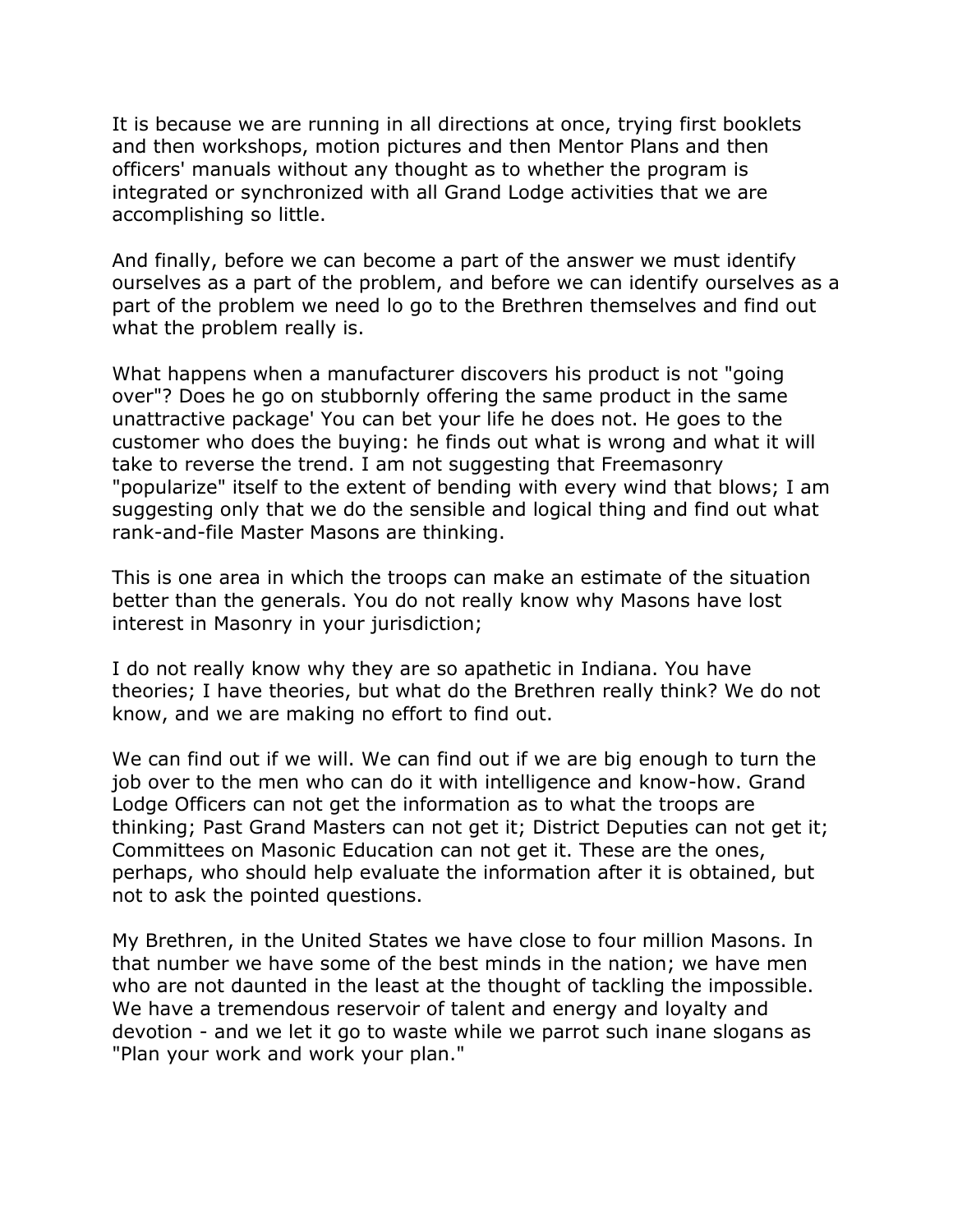It is because we are running in all directions at once, trying first booklets and then workshops, motion pictures and then Mentor Plans and then officers' manuals without any thought as to whether the program is integrated or synchronized with all Grand Lodge activities that we are accomplishing so little.

And finally, before we can become a part of the answer we must identify ourselves as a part of the problem, and before we can identify ourselves as a part of the problem we need lo go to the Brethren themselves and find out what the problem really is.

What happens when a manufacturer discovers his product is not "going over"? Does he go on stubbornly offering the same product in the same unattractive package' You can bet your life he does not. He goes to the customer who does the buying: he finds out what is wrong and what it will take to reverse the trend. I am not suggesting that Freemasonry "popularize" itself to the extent of bending with every wind that blows; I am suggesting only that we do the sensible and logical thing and find out what rank-and-file Master Masons are thinking.

This is one area in which the troops can make an estimate of the situation better than the generals. You do not really know why Masons have lost interest in Masonry in your jurisdiction;

I do not really know why they are so apathetic in Indiana. You have theories; I have theories, but what do the Brethren really think? We do not know, and we are making no effort to find out.

We can find out if we will. We can find out if we are big enough to turn the job over to the men who can do it with intelligence and know-how. Grand Lodge Officers can not get the information as to what the troops are thinking; Past Grand Masters can not get it; District Deputies can not get it; Committees on Masonic Education can not get it. These are the ones, perhaps, who should help evaluate the information after it is obtained, but not to ask the pointed questions.

My Brethren, in the United States we have close to four million Masons. In that number we have some of the best minds in the nation; we have men who are not daunted in the least at the thought of tackling the impossible. We have a tremendous reservoir of talent and energy and loyalty and devotion - and we let it go to waste while we parrot such inane slogans as "Plan your work and work your plan."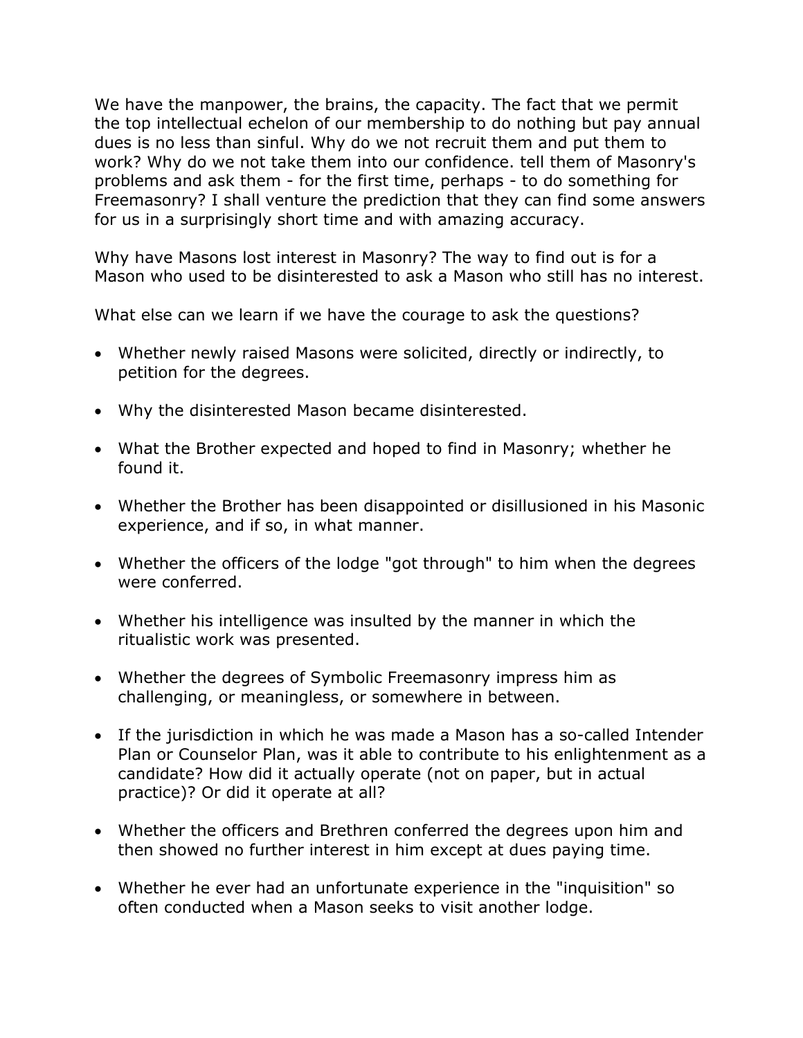We have the manpower, the brains, the capacity. The fact that we permit the top intellectual echelon of our membership to do nothing but pay annual dues is no less than sinful. Why do we not recruit them and put them to work? Why do we not take them into our confidence. tell them of Masonry's problems and ask them - for the first time, perhaps - to do something for Freemasonry? I shall venture the prediction that they can find some answers for us in a surprisingly short time and with amazing accuracy.

Why have Masons lost interest in Masonry? The way to find out is for a Mason who used to be disinterested to ask a Mason who still has no interest.

What else can we learn if we have the courage to ask the questions?

- Whether newly raised Masons were solicited, directly or indirectly, to petition for the degrees.
- Why the disinterested Mason became disinterested.
- What the Brother expected and hoped to find in Masonry; whether he found it.
- Whether the Brother has been disappointed or disillusioned in his Masonic experience, and if so, in what manner.
- Whether the officers of the lodge "got through" to him when the degrees were conferred.
- Whether his intelligence was insulted by the manner in which the ritualistic work was presented.
- Whether the degrees of Symbolic Freemasonry impress him as challenging, or meaningless, or somewhere in between.
- If the jurisdiction in which he was made a Mason has a so-called Intender Plan or Counselor Plan, was it able to contribute to his enlightenment as a candidate? How did it actually operate (not on paper, but in actual practice)? Or did it operate at all?
- Whether the officers and Brethren conferred the degrees upon him and then showed no further interest in him except at dues paying time.
- Whether he ever had an unfortunate experience in the "inquisition" so often conducted when a Mason seeks to visit another lodge.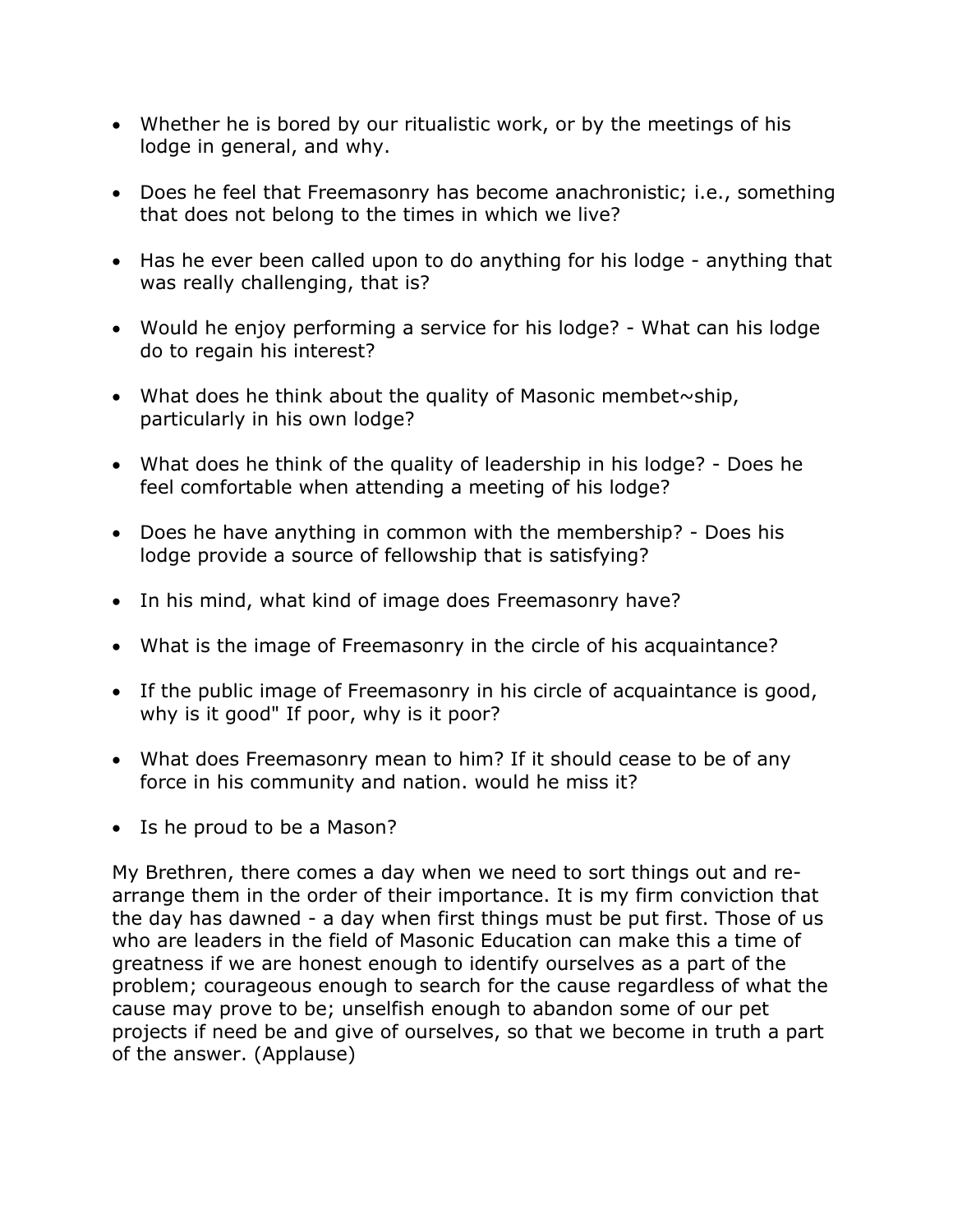- Whether he is bored by our ritualistic work, or by the meetings of his lodge in general, and why.

- Does he feel that Freemasonry has become anachronistic; i.e., something that does not belong to the times in which we live?

- Has he ever been called upon to do anything for his lodge - anything that was really challenging, that is?

- Would he enjoy performing a service for his lodge? - What can his lodge do to regain his interest?

- What does he think about the quality of Masonic membet~ship, particularly in his own lodge?

- What does he think of the quality of leadership in his lodge? - Does he feel comfortable when attending a meeting of his lodge?

- Does he have anything in common with the membership? - Does his lodge provide a source of fellowship that is satisfying?

- In his mind, what kind of image does Freemasonry have?

- What is the image of Freemasonry in the circle of his acquaintance?

- If the public image of Freemasonry in his circle of acquaintance is good, why is it good" If poor, why is it poor?

- What does Freemasonry mean to him? If it should cease to be of any force in his community and nation. would he miss it?

- Is he proud to be a Mason?

My Brethren, there comes a day when we need to sort things out and re-arrange them in the order of their importance. It is my firm conviction that the day has dawned - a day when first things must be put first. Those of us who are leaders in the field of Masonic Education can make this a time of greatness if we are honest enough to identify ourselves as a part of the problem; courageous enough to search for the cause regardless of what the cause may prove to be; unselfish enough to abandon some of our pet projects if need be and give of ourselves, so that we become in truth a part of the answer. (Applause)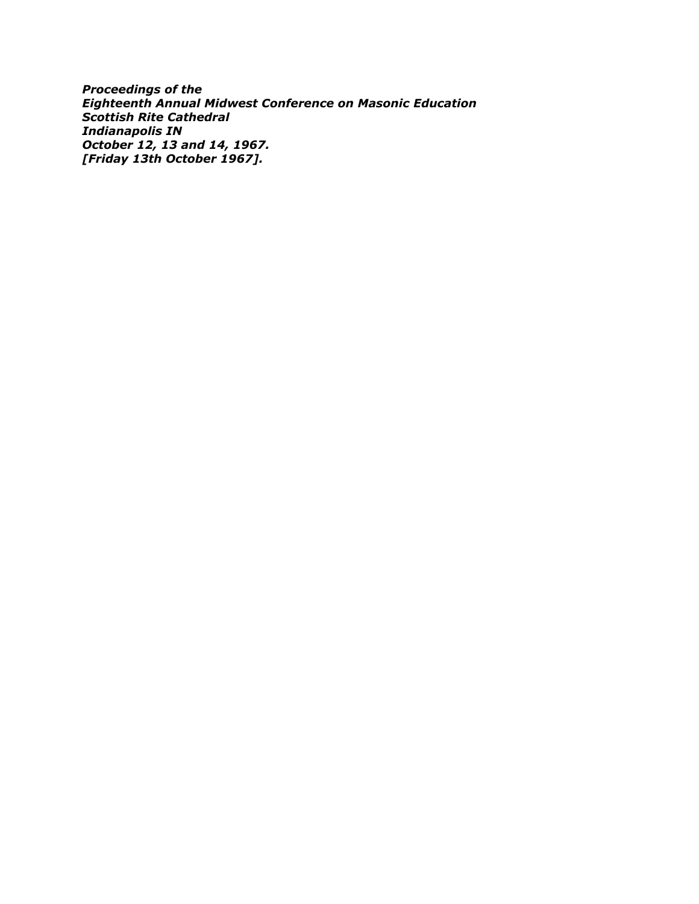***Proceedings of the***
***Eighteenth Annual Midwest Conference on Masonic Education***
***Scottish Rite Cathedral***
***Indianapolis IN***
***October 12, 13 and 14, 1967.***
***[Friday 13th October 1967].***